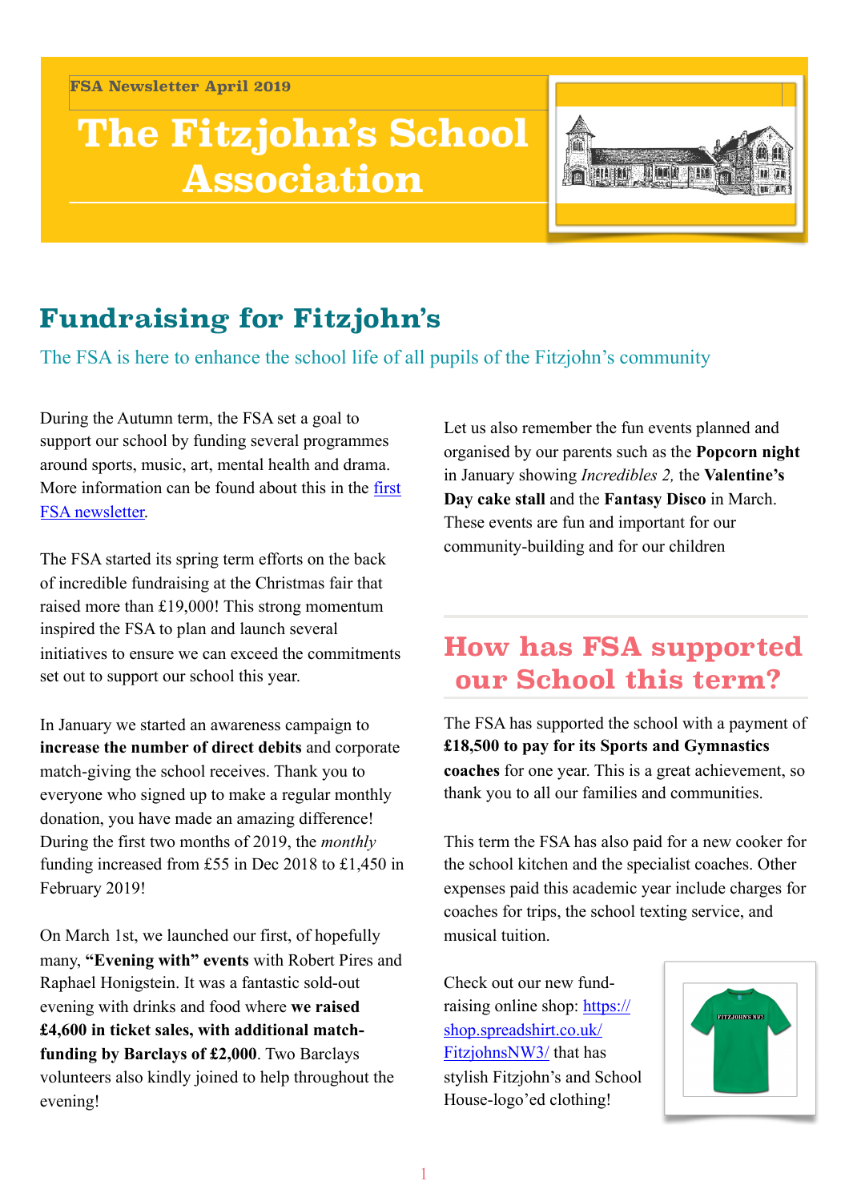FSA Newsletter April 2019

# The Fitzjohn's School Association

## Fundraising for Fitzjohn's

The FSA is here to enhance the school life of all pupils of the Fitzjohn's community

During the Autumn term, the FSA set a goal to support our school by funding several programmes around sports, music, art, mental health and drama. More information can be found about this in the [first FSA newsletter](first FSA newsletter).

The FSA started its spring term efforts on the back of incredible fundraising at the Christmas fair that raised more than £19,000! This strong momentum inspired the FSA to plan and launch several initiatives to ensure we can exceed the commitments set out to support our school this year.

In January we started an awareness campaign to **increase the number of direct debits** and corporate match-giving the school receives. Thank you to everyone who signed up to make a regular monthly donation, you have made an amazing difference! During the first two months of 2019, the *monthly* funding increased from £55 in Dec 2018 to £1,450 in February 2019!

On March 1st, we launched our first, of hopefully many, **"Evening with" events** with Robert Pires and Raphael Honigstein. It was a fantastic sold-out evening with drinks and food where **we raised £4,600 in ticket sales, with additional match-funding by Barclays of £2,000**. Two Barclays volunteers also kindly joined to help throughout the evening!

Let us also remember the fun events planned and organised by our parents such as the **Popcorn night** in January showing *Incredibles 2,* the **Valentine's Day cake stall** and the **Fantasy Disco** in March. These events are fun and important for our community-building and for our children

## How has FSA supported our School this term?

The FSA has supported the school with a payment of **£18,500 to pay for its Sports and Gymnastics coaches** for one year. This is a great achievement, so thank you to all our families and communities.

This term the FSA has also paid for a new cooker for the school kitchen and the specialist coaches. Other expenses paid this academic year include charges for coaches for trips, the school texting service, and musical tuition.

Check out our new fund-raising online shop: [https://shop.spreadshirt.co.uk/FitzjohnsNW3/](https://shop.spreadshirt.co.uk/FitzjohnsNW3/) that has stylish Fitzjohn's and School House-logo'ed clothing!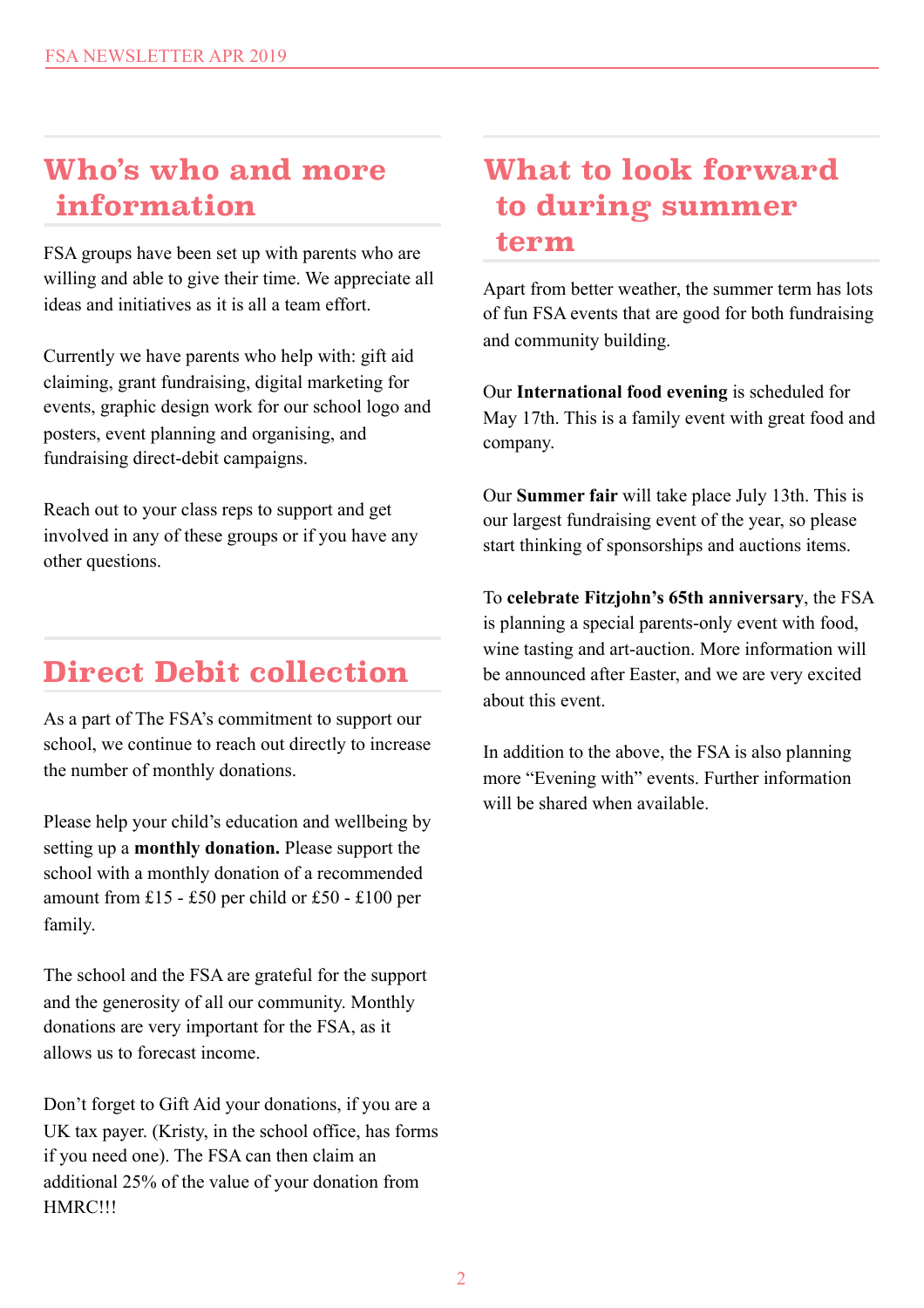## Who's who and more information

FSA groups have been set up with parents who are willing and able to give their time. We appreciate all ideas and initiatives as it is all a team effort.

Currently we have parents who help with: gift aid claiming, grant fundraising, digital marketing for events, graphic design work for our school logo and posters, event planning and organising, and fundraising direct-debit campaigns.

Reach out to your class reps to support and get involved in any of these groups or if you have any other questions.

## Direct Debit collection

As a part of The FSA's commitment to support our school, we continue to reach out directly to increase the number of monthly donations.

Please help your child's education and wellbeing by setting up a **monthly donation.** Please support the school with a monthly donation of a recommended amount from £15 - £50 per child or £50 - £100 per family.

The school and the FSA are grateful for the support and the generosity of all our community. Monthly donations are very important for the FSA, as it allows us to forecast income.

Don't forget to Gift Aid your donations, if you are a UK tax payer. (Kristy, in the school office, has forms if you need one). The FSA can then claim an additional 25% of the value of your donation from HMRC!!!

## What to look forward to during summer term

Apart from better weather, the summer term has lots of fun FSA events that are good for both fundraising and community building.

Our **International food evening** is scheduled for May 17th. This is a family event with great food and company.

Our **Summer fair** will take place July 13th. This is our largest fundraising event of the year, so please start thinking of sponsorships and auctions items.

To **celebrate Fitzjohn's 65th anniversary**, the FSA is planning a special parents-only event with food, wine tasting and art-auction. More information will be announced after Easter, and we are very excited about this event.

In addition to the above, the FSA is also planning more "Evening with" events. Further information will be shared when available.